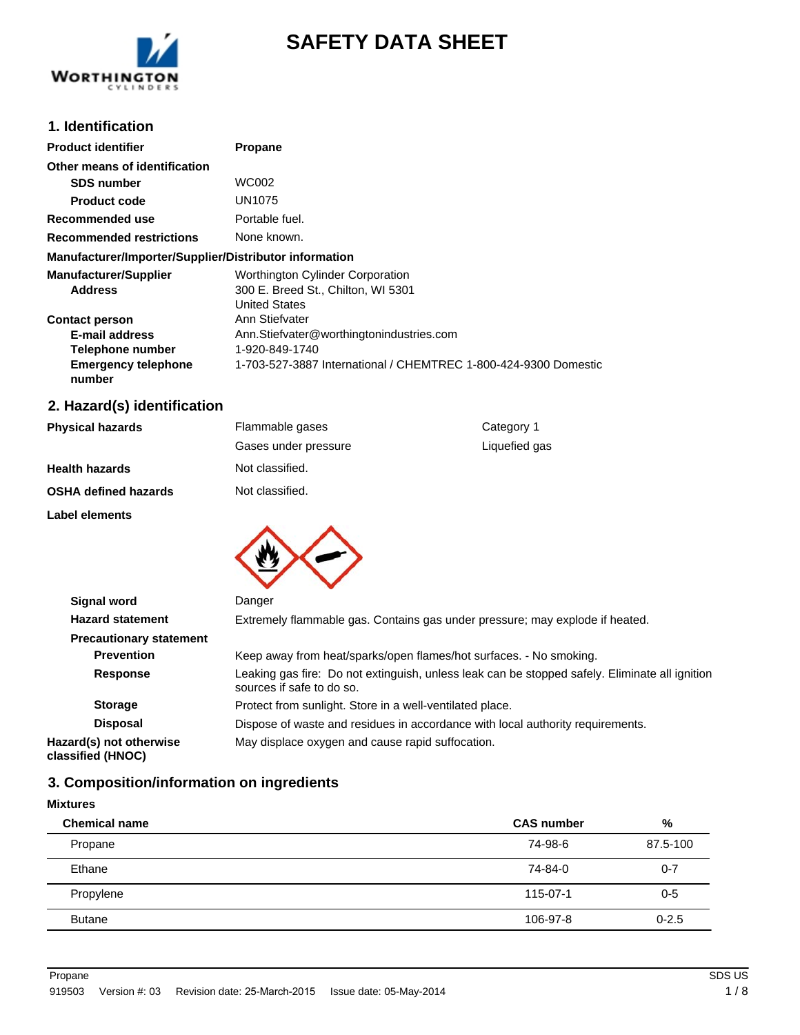# SAFETY DATA SHEET

## 1. Identification

**Product identifier** Propane

**Other means of identification**

- **SDS number** WC002
- **Product code** UN1075

**Recommended use** Portable fuel.

**Recommended restrictions** None known.

**Manufacturer/Importer/Supplier/Distributor information**

**Manufacturer/Supplier** Worthington Cylinder Corporation

**Address** 300 E. Breed St., Chilton, WI 5301
United States

**Contact person** Ann Stiefvater

**E-mail address** Ann.Stiefvater@worthingtonindustries.com

**Telephone number** 1-920-849-1740

**Emergency telephone number** 1-703-527-3887 International / CHEMTREC 1-800-424-9300 Domestic

## 2. Hazard(s) identification

**Physical hazards**

| | |
|---|---|
| Flammable gases | Category 1 |
| Gases under pressure | Liquefied gas |

**Health hazards** Not classified.

**OSHA defined hazards** Not classified.

**Label elements**

**Signal word** Danger

**Hazard statement** Extremely flammable gas. Contains gas under pressure; may explode if heated.

**Precautionary statement**

**Prevention** Keep away from heat/sparks/open flames/hot surfaces. - No smoking.

**Response** Leaking gas fire: Do not extinguish, unless leak can be stopped safely. Eliminate all ignition sources if safe to do so.

**Storage** Protect from sunlight. Store in a well-ventilated place.

**Disposal** Dispose of waste and residues in accordance with local authority requirements.

**Hazard(s) not otherwise classified (HNOC)** May displace oxygen and cause rapid suffocation.

## 3. Composition/information on ingredients

**Mixtures**

| Chemical name | CAS number | % |
|---|---|---|
| Propane | 74-98-6 | 87.5-100 |
| Ethane | 74-84-0 | 0-7 |
| Propylene | 115-07-1 | 0-5 |
| Butane | 106-97-8 | 0-2.5 |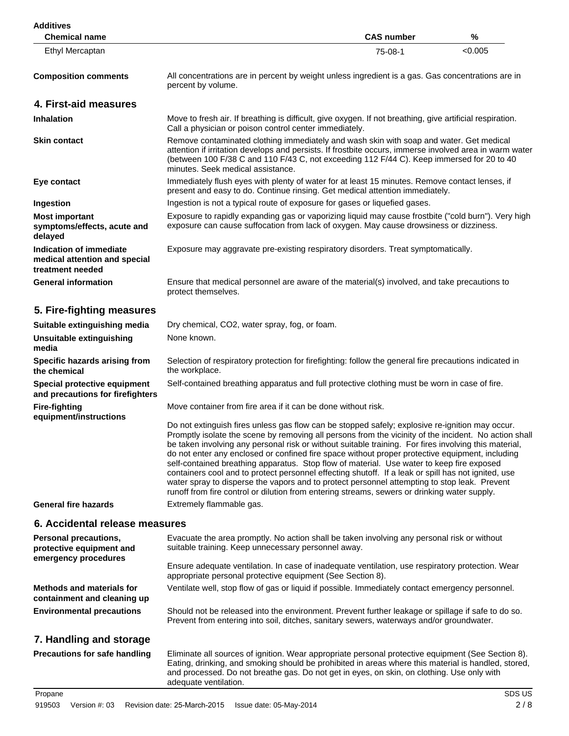**Additives**

| Chemical name | CAS number | % |
| --- | --- | --- |
| Ethyl Mercaptan | 75-08-1 | <0.005 |

**Composition comments** All concentrations are in percent by weight unless ingredient is a gas. Gas concentrations are in percent by volume.

## 4. First-aid measures

**Inhalation** Move to fresh air. If breathing is difficult, give oxygen. If not breathing, give artificial respiration. Call a physician or poison control center immediately.

**Skin contact** Remove contaminated clothing immediately and wash skin with soap and water. Get medical attention if irritation develops and persists. If frostbite occurs, immerse involved area in warm water (between 100 F/38 C and 110 F/43 C, not exceeding 112 F/44 C). Keep immersed for 20 to 40 minutes. Seek medical assistance.

**Eye contact** Immediately flush eyes with plenty of water for at least 15 minutes. Remove contact lenses, if present and easy to do. Continue rinsing. Get medical attention immediately.

**Ingestion** Ingestion is not a typical route of exposure for gases or liquefied gases.

**Most important symptoms/effects, acute and delayed** Exposure to rapidly expanding gas or vaporizing liquid may cause frostbite ("cold burn"). Very high exposure can cause suffocation from lack of oxygen. May cause drowsiness or dizziness.

**Indication of immediate medical attention and special treatment needed** Exposure may aggravate pre-existing respiratory disorders. Treat symptomatically.

**General information** Ensure that medical personnel are aware of the material(s) involved, and take precautions to protect themselves.

## 5. Fire-fighting measures

**Suitable extinguishing media** Dry chemical, $CO_2$, water spray, fog, or foam.

**Unsuitable extinguishing media** None known.

**Specific hazards arising from the chemical** Selection of respiratory protection for firefighting: follow the general fire precautions indicated in the workplace.

**Special protective equipment and precautions for firefighters** Self-contained breathing apparatus and full protective clothing must be worn in case of fire.

**Fire-fighting equipment/instructions** Move container from fire area if it can be done without risk.

Do not extinguish fires unless gas flow can be stopped safely; explosive re-ignition may occur. Promptly isolate the scene by removing all persons from the vicinity of the incident. No action shall be taken involving any personal risk or without suitable training. For fires involving this material, do not enter any enclosed or confined fire space without proper protective equipment, including self-contained breathing apparatus. Stop flow of material. Use water to keep fire exposed containers cool and to protect personnel effecting shutoff. If a leak or spill has not ignited, use water spray to disperse the vapors and to protect personnel attempting to stop leak. Prevent runoff from fire control or dilution from entering streams, sewers or drinking water supply.

**General fire hazards** Extremely flammable gas.

## 6. Accidental release measures

**Personal precautions, protective equipment and emergency procedures** Evacuate the area promptly. No action shall be taken involving any personal risk or without suitable training. Keep unnecessary personnel away.

Ensure adequate ventilation. In case of inadequate ventilation, use respiratory protection. Wear appropriate personal protective equipment (See Section 8).

**Methods and materials for containment and cleaning up** Ventilate well, stop flow of gas or liquid if possible. Immediately contact emergency personnel.

**Environmental precautions** Should not be released into the environment. Prevent further leakage or spillage if safe to do so. Prevent from entering into soil, ditches, sanitary sewers, waterways and/or groundwater.

## 7. Handling and storage

**Precautions for safe handling** Eliminate all sources of ignition. Wear appropriate personal protective equipment (See Section 8). Eating, drinking, and smoking should be prohibited in areas where this material is handled, stored, and processed. Do not breathe gas. Do not get in eyes, on skin, on clothing. Use only with adequate ventilation.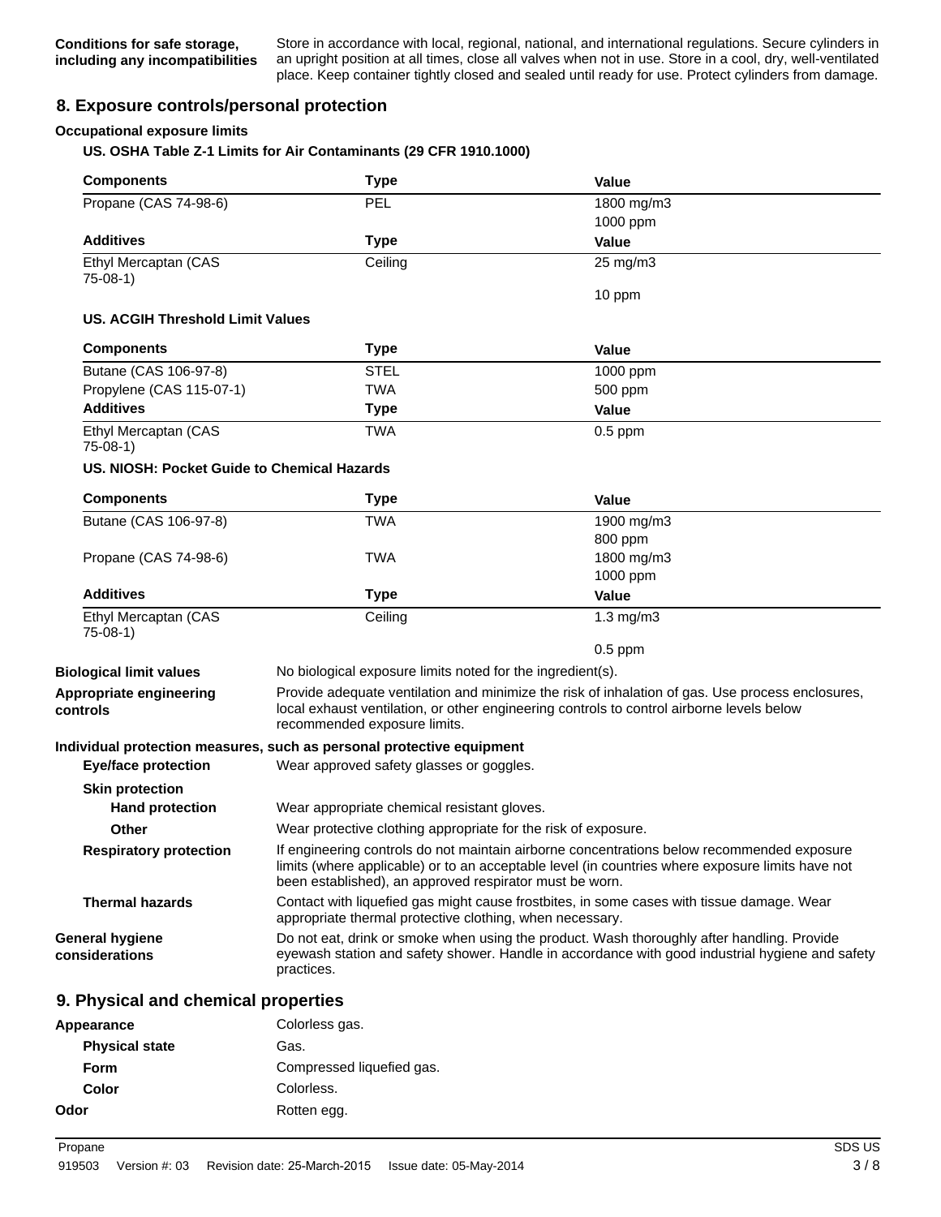**Conditions for safe storage, including any incompatibilities** Store in accordance with local, regional, national, and international regulations. Secure cylinders in an upright position at all times, close all valves when not in use. Store in a cool, dry, well-ventilated place. Keep container tightly closed and sealed until ready for use. Protect cylinders from damage.

## 8. Exposure controls/personal protection

### Occupational exposure limits

**US. OSHA Table Z-1 Limits for Air Contaminants (29 CFR 1910.1000)**

| Components | Type | Value |
|---|---|---|
| Propane (CAS 74-98-6) | PEL | 1800 mg/m3 |
| | | 1000 ppm |
| **Additives** | **Type** | **Value** |
| Ethyl Mercaptan (CAS 75-08-1) | Ceiling | 25 mg/m3 |
| | | 10 ppm |

**US. ACGIH Threshold Limit Values**

| Components | Type | Value |
|---|---|---|
| Butane (CAS 106-97-8) | STEL | 1000 ppm |
| Propylene (CAS 115-07-1) | TWA | 500 ppm |
| **Additives** | **Type** | **Value** |
| Ethyl Mercaptan (CAS 75-08-1) | TWA | 0.5 ppm |

**US. NIOSH: Pocket Guide to Chemical Hazards**

| Components | Type | Value |
|---|---|---|
| Butane (CAS 106-97-8) | TWA | 1900 mg/m3 |
| | | 800 ppm |
| Propane (CAS 74-98-6) | TWA | 1800 mg/m3 |
| | | 1000 ppm |
| **Additives** | **Type** | **Value** |
| Ethyl Mercaptan (CAS 75-08-1) | Ceiling | 1.3 mg/m3 |
| | | 0.5 ppm |

**Biological limit values** No biological exposure limits noted for the ingredient(s).

**Appropriate engineering controls** Provide adequate ventilation and minimize the risk of inhalation of gas. Use process enclosures, local exhaust ventilation, or other engineering controls to control airborne levels below recommended exposure limits.

**Individual protection measures, such as personal protective equipment**

**Eye/face protection** Wear approved safety glasses or goggles.

**Skin protection**

**Hand protection** Wear appropriate chemical resistant gloves.

**Other** Wear protective clothing appropriate for the risk of exposure.

**Respiratory protection** If engineering controls do not maintain airborne concentrations below recommended exposure limits (where applicable) or to an acceptable level (in countries where exposure limits have not been established), an approved respirator must be worn.

**Thermal hazards** Contact with liquefied gas might cause frostbites, in some cases with tissue damage. Wear appropriate thermal protective clothing, when necessary.

**General hygiene considerations** Do not eat, drink or smoke when using the product. Wash thoroughly after handling. Provide eyewash station and safety shower. Handle in accordance with good industrial hygiene and safety practices.

## 9. Physical and chemical properties

**Appearance** Colorless gas.

**Physical state** Gas.

**Form** Compressed liquefied gas.

**Color** Colorless.

**Odor** Rotten egg.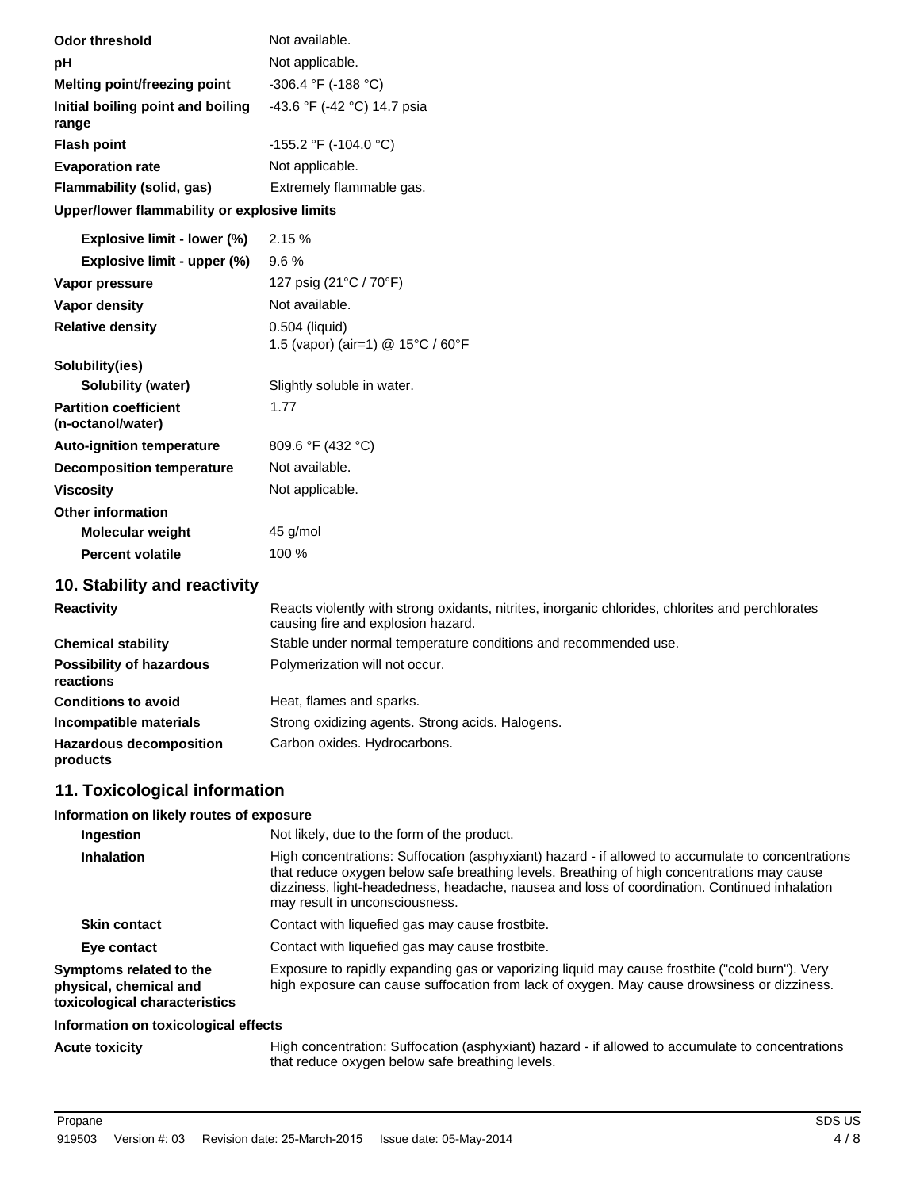| | |
|---|---|
| **Odor threshold** | Not available. |
| **pH** | Not applicable. |
| **Melting point/freezing point** | -306.4 °F (-188 °C) |
| **Initial boiling point and boiling range** | -43.6 °F (-42 °C) 14.7 psia |
| **Flash point** | -155.2 °F (-104.0 °C) |
| **Evaporation rate** | Not applicable. |
| **Flammability (solid, gas)** | Extremely flammable gas. |

**Upper/lower flammability or explosive limits**

| | |
|---|---|
| **Explosive limit - lower (%)** | 2.15 % |
| **Explosive limit - upper (%)** | 9.6 % |
| **Vapor pressure** | 127 psig (21°C / 70°F) |
| **Vapor density** | Not available. |
| **Relative density** | 0.504 (liquid)<br>1.5 (vapor) (air=1) @ 15°C / 60°F |

**Solubility(ies)**

| | |
|---|---|
| **Solubility (water)** | Slightly soluble in water. |
| **Partition coefficient (n-octanol/water)** | 1.77 |
| **Auto-ignition temperature** | 809.6 °F (432 °C) |
| **Decomposition temperature** | Not available. |
| **Viscosity** | Not applicable. |

**Other information**

| | |
|---|---|
| **Molecular weight** | 45 g/mol |
| **Percent volatile** | 100 % |

## 10. Stability and reactivity

| | |
|---|---|
| **Reactivity** | Reacts violently with strong oxidants, nitrites, inorganic chlorides, chlorites and perchlorates causing fire and explosion hazard. |
| **Chemical stability** | Stable under normal temperature conditions and recommended use. |
| **Possibility of hazardous reactions** | Polymerization will not occur. |
| **Conditions to avoid** | Heat, flames and sparks. |
| **Incompatible materials** | Strong oxidizing agents. Strong acids. Halogens. |
| **Hazardous decomposition products** | Carbon oxides. Hydrocarbons. |

## 11. Toxicological information

**Information on likely routes of exposure**

| | |
|---|---|
| **Ingestion** | Not likely, due to the form of the product. |
| **Inhalation** | High concentrations: Suffocation (asphyxiant) hazard - if allowed to accumulate to concentrations that reduce oxygen below safe breathing levels. Breathing of high concentrations may cause dizziness, light-headedness, headache, nausea and loss of coordination. Continued inhalation may result in unconsciousness. |
| **Skin contact** | Contact with liquefied gas may cause frostbite. |
| **Eye contact** | Contact with liquefied gas may cause frostbite. |
| **Symptoms related to the physical, chemical and toxicological characteristics** | Exposure to rapidly expanding gas or vaporizing liquid may cause frostbite ("cold burn"). Very high exposure can cause suffocation from lack of oxygen. May cause drowsiness or dizziness. |

**Information on toxicological effects**

| | |
|---|---|
| **Acute toxicity** | High concentration: Suffocation (asphyxiant) hazard - if allowed to accumulate to concentrations that reduce oxygen below safe breathing levels. |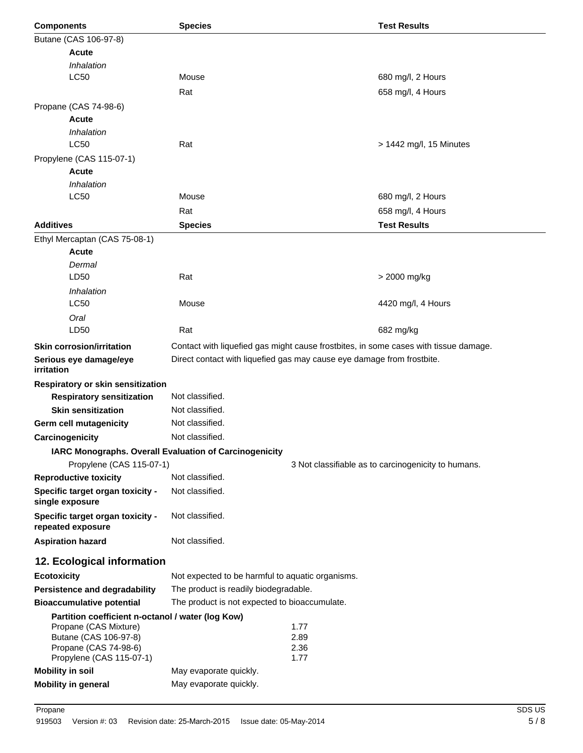| Components | Species | Test Results |
| --- | --- | --- |
| Butane (CAS 106-97-8) | | |
| **Acute** | | |
| *Inhalation* | | |
| LC50 | Mouse | 680 mg/l, 2 Hours |
| | Rat | 658 mg/l, 4 Hours |
| Propane (CAS 74-98-6) | | |
| **Acute** | | |
| *Inhalation* | | |
| LC50 | Rat | > 1442 mg/l, 15 Minutes |
| Propylene (CAS 115-07-1) | | |
| **Acute** | | |
| *Inhalation* | | |
| LC50 | Mouse | 680 mg/l, 2 Hours |
| | Rat | 658 mg/l, 4 Hours |

| Additives | Species | Test Results |
| --- | --- | --- |
| Ethyl Mercaptan (CAS 75-08-1) | | |
| **Acute** | | |
| *Dermal* | | |
| LD50 | Rat | > 2000 mg/kg |
| *Inhalation* | | |
| LC50 | Mouse | 4420 mg/l, 4 Hours |
| *Oral* | | |
| LD50 | Rat | 682 mg/kg |

**Skin corrosion/irritation** Contact with liquefied gas might cause frostbites, in some cases with tissue damage.

**Serious eye damage/eye irritation** Direct contact with liquefied gas may cause eye damage from frostbite.

**Respiratory or skin sensitization**

**Respiratory sensitization** Not classified.

**Skin sensitization** Not classified.

**Germ cell mutagenicity** Not classified.

**Carcinogenicity** Not classified.

**IARC Monographs. Overall Evaluation of Carcinogenicity**

Propylene (CAS 115-07-1) 3 Not classifiable as to carcinogenicity to humans.

**Reproductive toxicity** Not classified.

**Specific target organ toxicity - single exposure** Not classified.

**Specific target organ toxicity - repeated exposure** Not classified.

**Aspiration hazard** Not classified.

## 12. Ecological information

**Ecotoxicity** Not expected to be harmful to aquatic organisms.

**Persistence and degradability** The product is readily biodegradable.

**Bioaccumulative potential** The product is not expected to bioaccumulate.

**Partition coefficient n-octanol / water (log Kow)**

| | |
| --- | --- |
| Propane (CAS Mixture) | 1.77 |
| Butane (CAS 106-97-8) | 2.89 |
| Propane (CAS 74-98-6) | 2.36 |
| Propylene (CAS 115-07-1) | 1.77 |

**Mobility in soil** May evaporate quickly.

**Mobility in general** May evaporate quickly.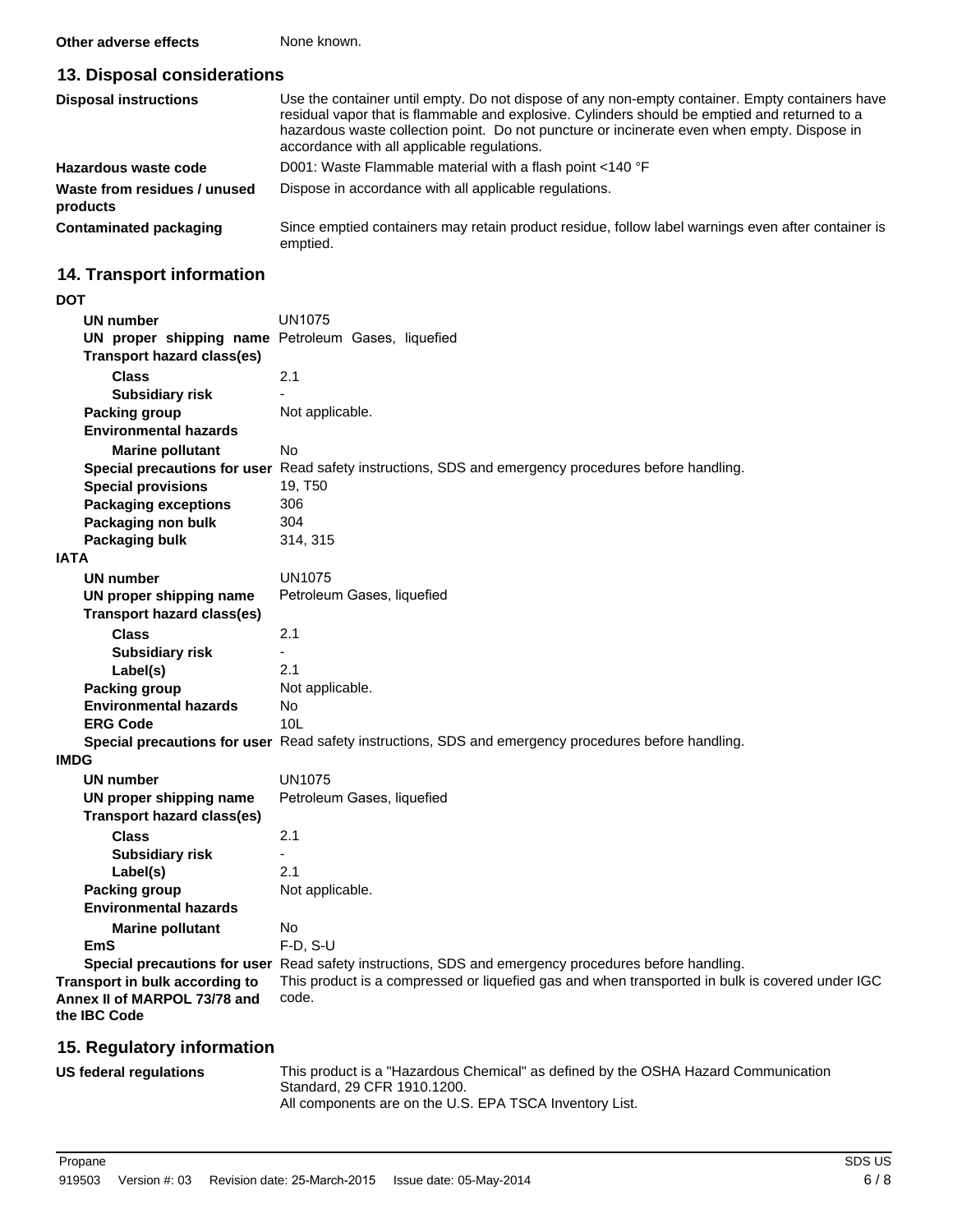| | |
|---|---|
| **Other adverse effects** | None known. |

## 13. Disposal considerations

| | |
|---|---|
| **Disposal instructions** | Use the container until empty. Do not dispose of any non-empty container. Empty containers have residual vapor that is flammable and explosive. Cylinders should be emptied and returned to a hazardous waste collection point. Do not puncture or incinerate even when empty. Dispose in accordance with all applicable regulations. |
| **Hazardous waste code** | D001: Waste Flammable material with a flash point <140 °F |
| **Waste from residues / unused products** | Dispose in accordance with all applicable regulations. |
| **Contaminated packaging** | Since emptied containers may retain product residue, follow label warnings even after container is emptied. |

## 14. Transport information

**DOT**

| | |
|---|---|
| **UN number** | UN1075 |
| **UN proper shipping name** | Petroleum Gases, liquefied |
| **Transport hazard class(es)** | |
| **Class** | 2.1 |
| **Subsidiary risk** | - |
| **Packing group** | Not applicable. |
| **Environmental hazards** | |
| **Marine pollutant** | No |
| **Special precautions for user** | Read safety instructions, SDS and emergency procedures before handling. |
| **Special provisions** | 19, T50 |
| **Packaging exceptions** | 306 |
| **Packaging non bulk** | 304 |
| **Packaging bulk** | 314, 315 |

**IATA**

| | |
|---|---|
| **UN number** | UN1075 |
| **UN proper shipping name** | Petroleum Gases, liquefied |
| **Transport hazard class(es)** | |
| **Class** | 2.1 |
| **Subsidiary risk** | - |
| **Label(s)** | 2.1 |
| **Packing group** | Not applicable. |
| **Environmental hazards** | No |
| **ERG Code** | 10L |
| **Special precautions for user** | Read safety instructions, SDS and emergency procedures before handling. |

**IMDG**

| | |
|---|---|
| **UN number** | UN1075 |
| **UN proper shipping name** | Petroleum Gases, liquefied |
| **Transport hazard class(es)** | |
| **Class** | 2.1 |
| **Subsidiary risk** | - |
| **Label(s)** | 2.1 |
| **Packing group** | Not applicable. |
| **Environmental hazards** | |
| **Marine pollutant** | No |
| **EmS** | F-D, S-U |
| **Special precautions for user** | Read safety instructions, SDS and emergency procedures before handling. |
| **Transport in bulk according to Annex II of MARPOL 73/78 and the IBC Code** | This product is a compressed or liquefied gas and when transported in bulk is covered under IGC code. |

## 15. Regulatory information

| | |
|---|---|
| **US federal regulations** | This product is a "Hazardous Chemical" as defined by the OSHA Hazard Communication Standard, 29 CFR 1910.1200.<br>All components are on the U.S. EPA TSCA Inventory List. |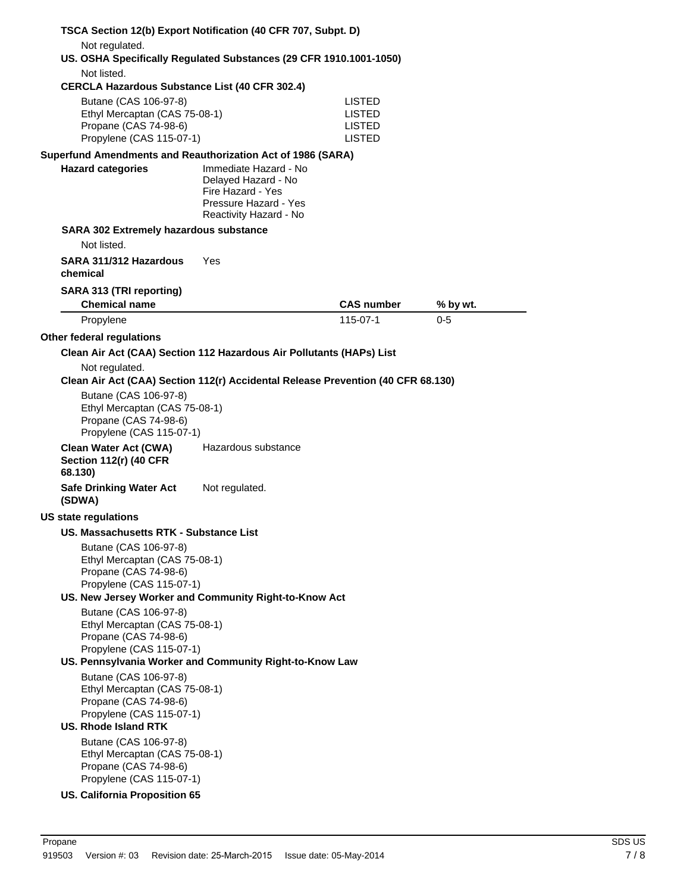**TSCA Section 12(b) Export Notification (40 CFR 707, Subpt. D)**

Not regulated.

**US. OSHA Specifically Regulated Substances (29 CFR 1910.1001-1050)**

Not listed.

**CERCLA Hazardous Substance List (40 CFR 302.4)**

| | |
|---|---|
| Butane (CAS 106-97-8) | LISTED |
| Ethyl Mercaptan (CAS 75-08-1) | LISTED |
| Propane (CAS 74-98-6) | LISTED |
| Propylene (CAS 115-07-1) | LISTED |

**Superfund Amendments and Reauthorization Act of 1986 (SARA)**

**Hazard categories**
Immediate Hazard - No
Delayed Hazard - No
Fire Hazard - Yes
Pressure Hazard - Yes
Reactivity Hazard - No

**SARA 302 Extremely hazardous substance**

Not listed.

**SARA 311/312 Hazardous chemical** Yes

**SARA 313 (TRI reporting)**

| Chemical name | CAS number | % by wt. |
|---|---|---|
| Propylene | 115-07-1 | 0-5 |

**Other federal regulations**

**Clean Air Act (CAA) Section 112 Hazardous Air Pollutants (HAPs) List**

Not regulated.

**Clean Air Act (CAA) Section 112(r) Accidental Release Prevention (40 CFR 68.130)**

Butane (CAS 106-97-8)
Ethyl Mercaptan (CAS 75-08-1)
Propane (CAS 74-98-6)
Propylene (CAS 115-07-1)

**Clean Water Act (CWA) Section 112(r) (40 CFR 68.130)** Hazardous substance

**Safe Drinking Water Act (SDWA)** Not regulated.

**US state regulations**

**US. Massachusetts RTK - Substance List**

Butane (CAS 106-97-8)
Ethyl Mercaptan (CAS 75-08-1)
Propane (CAS 74-98-6)
Propylene (CAS 115-07-1)

**US. New Jersey Worker and Community Right-to-Know Act**

Butane (CAS 106-97-8)
Ethyl Mercaptan (CAS 75-08-1)
Propane (CAS 74-98-6)
Propylene (CAS 115-07-1)

**US. Pennsylvania Worker and Community Right-to-Know Law**

Butane (CAS 106-97-8)
Ethyl Mercaptan (CAS 75-08-1)
Propane (CAS 74-98-6)
Propylene (CAS 115-07-1)

**US. Rhode Island RTK**

Butane (CAS 106-97-8)
Ethyl Mercaptan (CAS 75-08-1)
Propane (CAS 74-98-6)
Propylene (CAS 115-07-1)

**US. California Proposition 65**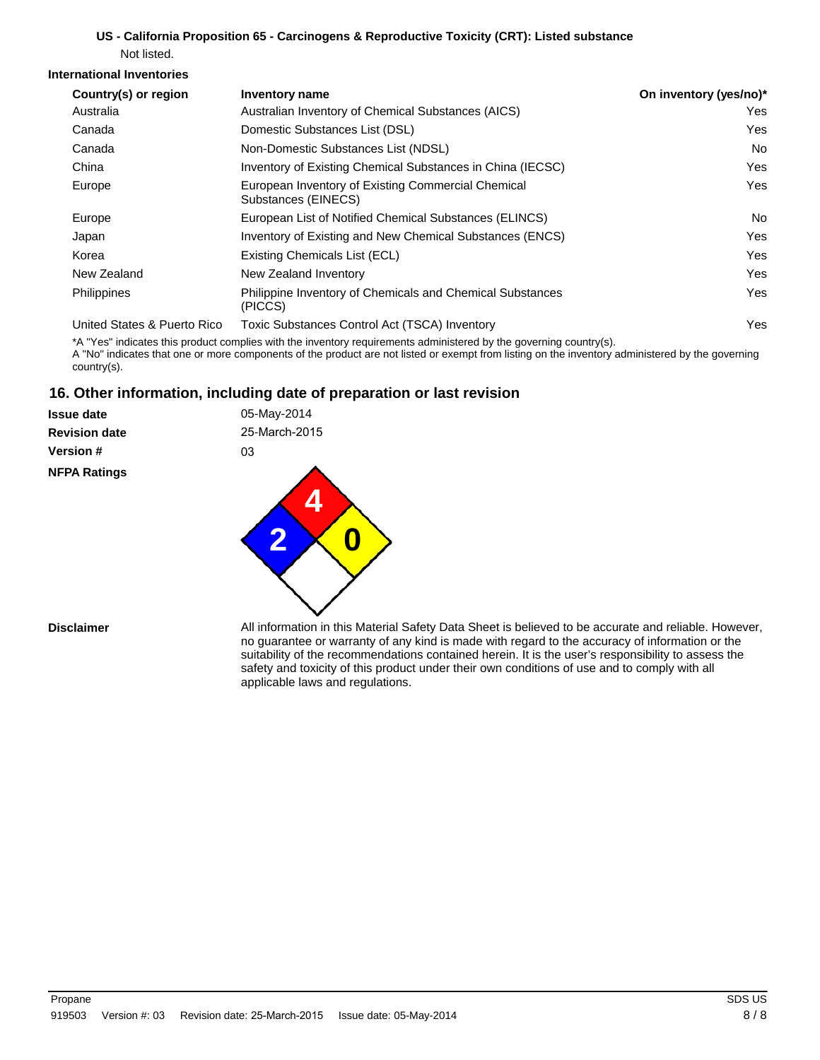**US - California Proposition 65 - Carcinogens & Reproductive Toxicity (CRT): Listed substance**

Not listed.

**International Inventories**

| Country(s) or region | Inventory name | On inventory (yes/no)* |
|---|---|---|
| Australia | Australian Inventory of Chemical Substances (AICS) | Yes |
| Canada | Domestic Substances List (DSL) | Yes |
| Canada | Non-Domestic Substances List (NDSL) | No |
| China | Inventory of Existing Chemical Substances in China (IECSC) | Yes |
| Europe | European Inventory of Existing Commercial Chemical Substances (EINECS) | Yes |
| Europe | European List of Notified Chemical Substances (ELINCS) | No |
| Japan | Inventory of Existing and New Chemical Substances (ENCS) | Yes |
| Korea | Existing Chemicals List (ECL) | Yes |
| New Zealand | New Zealand Inventory | Yes |
| Philippines | Philippine Inventory of Chemicals and Chemical Substances (PICCS) | Yes |
| United States & Puerto Rico | Toxic Substances Control Act (TSCA) Inventory | Yes |

*A "Yes" indicates this product complies with the inventory requirements administered by the governing country(s).
A "No" indicates that one or more components of the product are not listed or exempt from listing on the inventory administered by the governing country(s).

## 16. Other information, including date of preparation or last revision

**Issue date** 05-May-2014

**Revision date** 25-March-2015

**Version #** 03

**NFPA Ratings**

4
2
0

**Disclaimer**

All information in this Material Safety Data Sheet is believed to be accurate and reliable. However, no guarantee or warranty of any kind is made with regard to the accuracy of information or the suitability of the recommendations contained herein. It is the user's responsibility to assess the safety and toxicity of this product under their own conditions of use and to comply with all applicable laws and regulations.